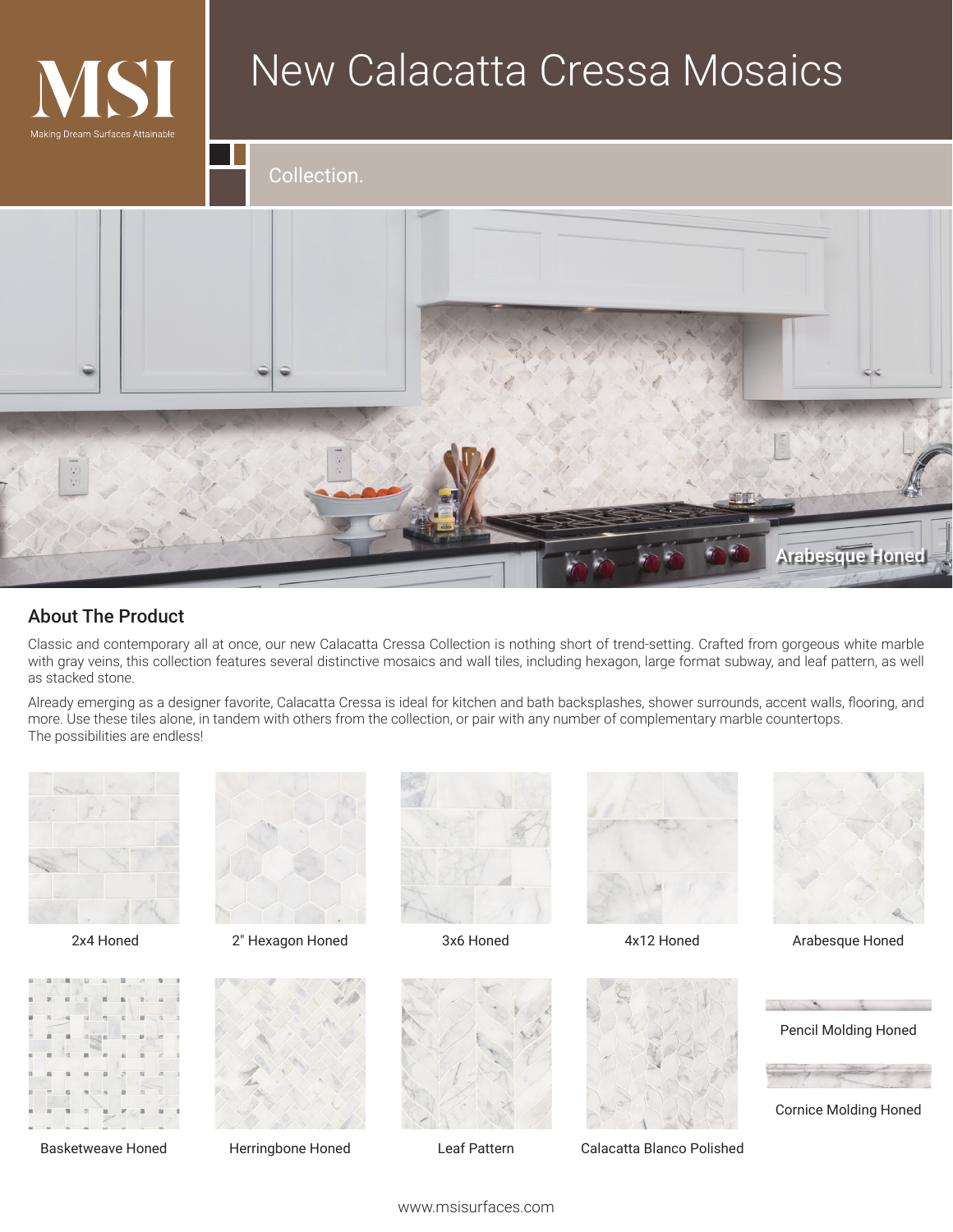MSI

Making Dream Surfaces Attainable

# New Calacatta Cressa Mosaics

Collection.

Arabesque Honed

## About The Product

Classic and contemporary all at once, our new Calacatta Cressa Collection is nothing short of trend-setting. Crafted from gorgeous white marble with gray veins, this collection features several distinctive mosaics and wall tiles, including hexagon, large format subway, and leaf pattern, as well as stacked stone.

Already emerging as a designer favorite, Calacatta Cressa is ideal for kitchen and bath backsplashes, shower surrounds, accent walls, flooring, and more. Use these tiles alone, in tandem with others from the collection, or pair with any number of complementary marble countertops. The possibilities are endless!

2x4 Honed

2" Hexagon Honed

3x6 Honed

4x12 Honed

Arabesque Honed

Basketweave Honed

Herringbone Honed

Leaf Pattern

Calacatta Blanco Polished

Pencil Molding Honed

Cornice Molding Honed

www.msisurfaces.com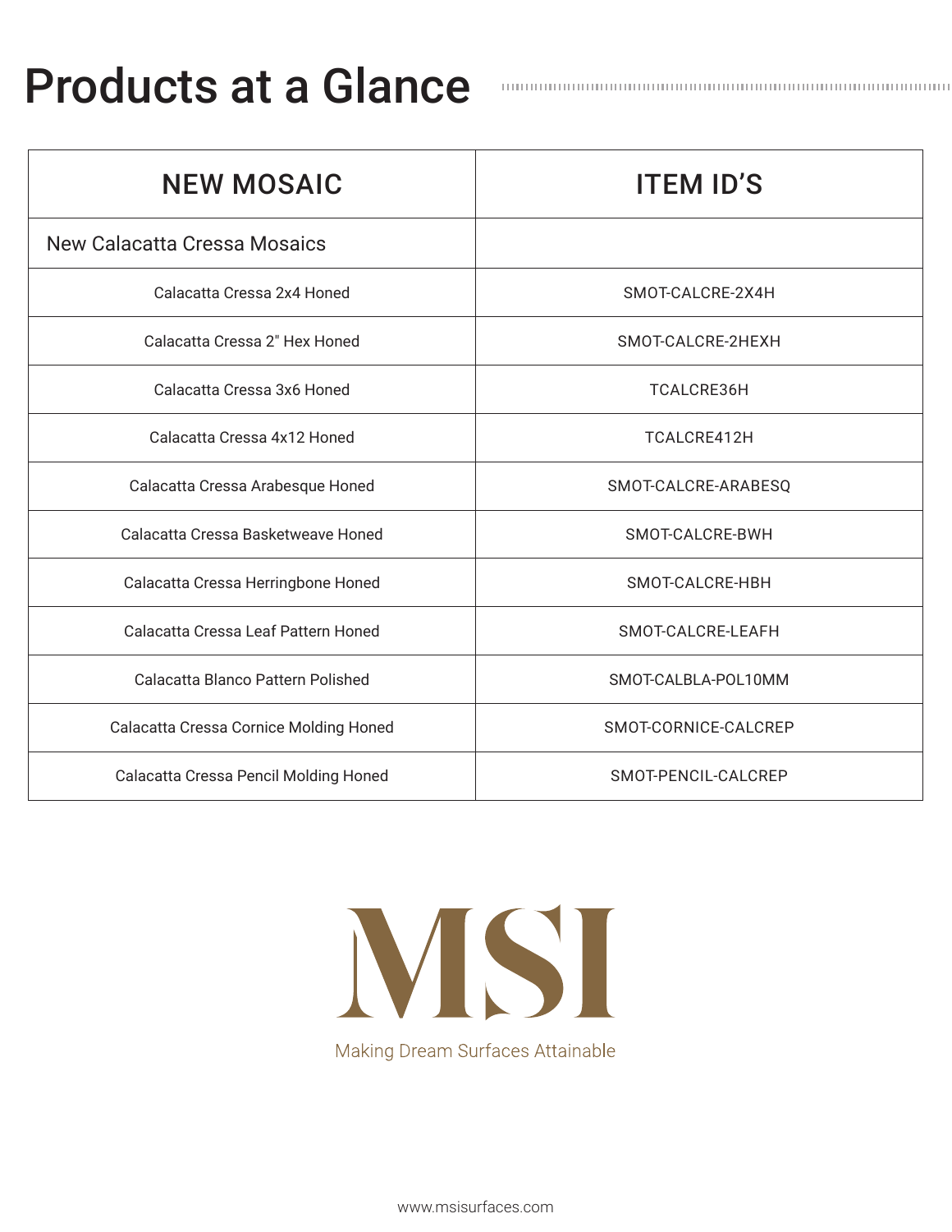# Products at a Glance

| NEW MOSAIC | ITEM ID'S |
|---|---|
| New Calacatta Cressa Mosaics | |
| Calacatta Cressa 2x4 Honed | SMOT-CALCRE-2X4H |
| Calacatta Cressa 2" Hex Honed | SMOT-CALCRE-2HEXH |
| Calacatta Cressa 3x6 Honed | TCALCRE36H |
| Calacatta Cressa 4x12 Honed | TCALCRE412H |
| Calacatta Cressa Arabesque Honed | SMOT-CALCRE-ARABESQ |
| Calacatta Cressa Basketweave Honed | SMOT-CALCRE-BWH |
| Calacatta Cressa Herringbone Honed | SMOT-CALCRE-HBH |
| Calacatta Cressa Leaf Pattern Honed | SMOT-CALCRE-LEAFH |
| Calacatta Blanco Pattern Polished | SMOT-CALBLA-POL10MM |
| Calacatta Cressa Cornice Molding Honed | SMOT-CORNICE-CALCREP |
| Calacatta Cressa Pencil Molding Honed | SMOT-PENCIL-CALCREP |

MSI

Making Dream Surfaces Attainable

www.msisurfaces.com